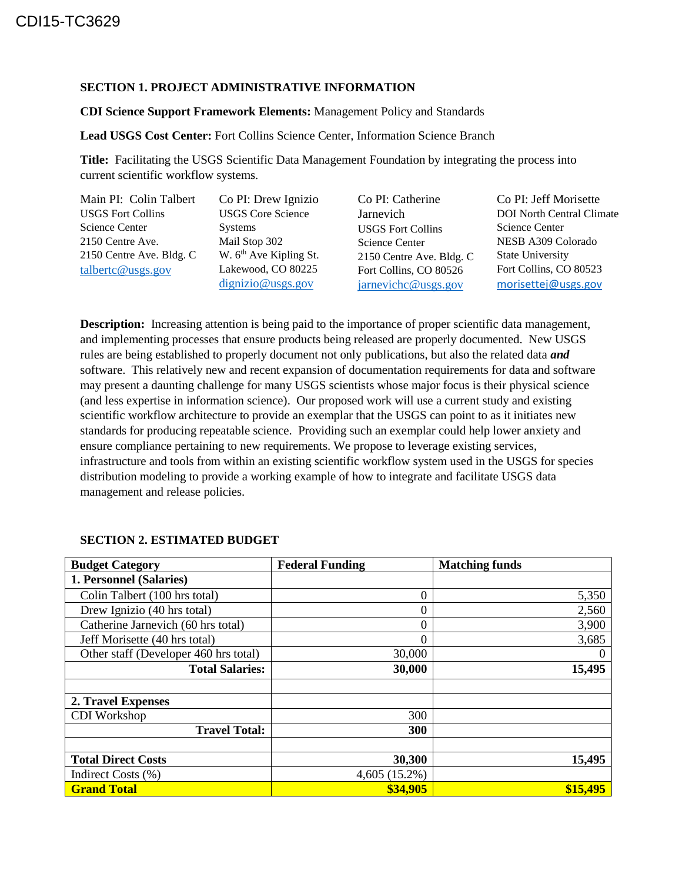CDI15-TC3629

## SECTION 1. PROJECT ADMINISTRATIVE INFORMATION

**CDI Science Support Framework Elements:** Management Policy and Standards

**Lead USGS Cost Center:** Fort Collins Science Center, Information Science Branch

**Title:** Facilitating the USGS Scientific Data Management Foundation by integrating the process into current scientific workflow systems.

Main PI: Colin Talbert
USGS Fort Collins Science Center
2150 Centre Ave.
2150 Centre Ave. Bldg. C
talbertc@usgs.gov

Co PI: Drew Ignizio
USGS Core Science Systems
Mail Stop 302
W. 6th Ave Kipling St.
Lakewood, CO 80225
dignizio@usgs.gov

Co PI: Catherine Jarnevich
USGS Fort Collins Science Center
2150 Centre Ave. Bldg. C
Fort Collins, CO 80526
jarnevichc@usgs.gov

Co PI: Jeff Morisette
DOI North Central Climate Science Center
NESB A309 Colorado State University
Fort Collins, CO 80523
morisettej@usgs.gov

**Description:** Increasing attention is being paid to the importance of proper scientific data management, and implementing processes that ensure products being released are properly documented. New USGS rules are being established to properly document not only publications, but also the related data ***and*** software. This relatively new and recent expansion of documentation requirements for data and software may present a daunting challenge for many USGS scientists whose major focus is their physical science (and less expertise in information science). Our proposed work will use a current study and existing scientific workflow architecture to provide an exemplar that the USGS can point to as it initiates new standards for producing repeatable science. Providing such an exemplar could help lower anxiety and ensure compliance pertaining to new requirements. We propose to leverage existing services, infrastructure and tools from within an existing scientific workflow system used in the USGS for species distribution modeling to provide a working example of how to integrate and facilitate USGS data management and release policies.

## SECTION 2. ESTIMATED BUDGET

| Budget Category | Federal Funding | Matching funds |
|---|---|---|
| **1. Personnel (Salaries)** | | |
| Colin Talbert (100 hrs total) | 0 | 5,350 |
| Drew Ignizio (40 hrs total) | 0 | 2,560 |
| Catherine Jarnevich (60 hrs total) | 0 | 3,900 |
| Jeff Morisette (40 hrs total) | 0 | 3,685 |
| Other staff (Developer 460 hrs total) | 30,000 | 0 |
| **Total Salaries:** | **30,000** | **15,495** |
| | | |
| **2. Travel Expenses** | | |
| CDI Workshop | 300 | |
| **Travel Total:** | **300** | |
| | | |
| **Total Direct Costs** | **30,300** | **15,495** |
| Indirect Costs (%) | 4,605 (15.2%) | |
| **Grand Total** | **$34,905** | **$15,495** |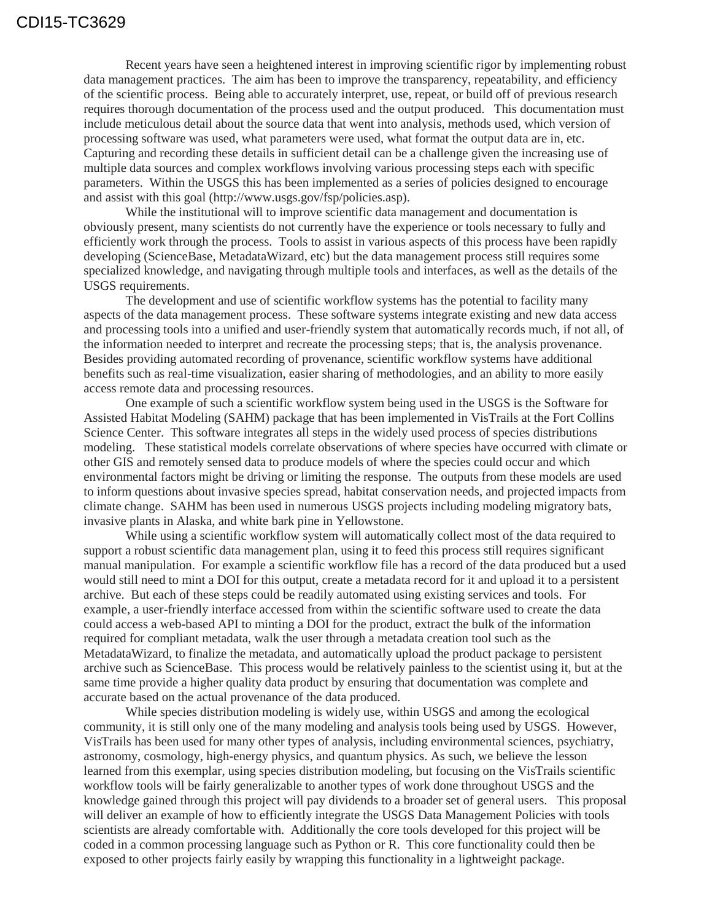Recent years have seen a heightened interest in improving scientific rigor by implementing robust data management practices. The aim has been to improve the transparency, repeatability, and efficiency of the scientific process. Being able to accurately interpret, use, repeat, or build off of previous research requires thorough documentation of the process used and the output produced. This documentation must include meticulous detail about the source data that went into analysis, methods used, which version of processing software was used, what parameters were used, what format the output data are in, etc. Capturing and recording these details in sufficient detail can be a challenge given the increasing use of multiple data sources and complex workflows involving various processing steps each with specific parameters. Within the USGS this has been implemented as a series of policies designed to encourage and assist with this goal (http://www.usgs.gov/fsp/policies.asp).

While the institutional will to improve scientific data management and documentation is obviously present, many scientists do not currently have the experience or tools necessary to fully and efficiently work through the process. Tools to assist in various aspects of this process have been rapidly developing (ScienceBase, MetadataWizard, etc) but the data management process still requires some specialized knowledge, and navigating through multiple tools and interfaces, as well as the details of the USGS requirements.

The development and use of scientific workflow systems has the potential to facility many aspects of the data management process. These software systems integrate existing and new data access and processing tools into a unified and user-friendly system that automatically records much, if not all, of the information needed to interpret and recreate the processing steps; that is, the analysis provenance. Besides providing automated recording of provenance, scientific workflow systems have additional benefits such as real-time visualization, easier sharing of methodologies, and an ability to more easily access remote data and processing resources.

One example of such a scientific workflow system being used in the USGS is the Software for Assisted Habitat Modeling (SAHM) package that has been implemented in VisTrails at the Fort Collins Science Center. This software integrates all steps in the widely used process of species distributions modeling. These statistical models correlate observations of where species have occurred with climate or other GIS and remotely sensed data to produce models of where the species could occur and which environmental factors might be driving or limiting the response. The outputs from these models are used to inform questions about invasive species spread, habitat conservation needs, and projected impacts from climate change. SAHM has been used in numerous USGS projects including modeling migratory bats, invasive plants in Alaska, and white bark pine in Yellowstone.

While using a scientific workflow system will automatically collect most of the data required to support a robust scientific data management plan, using it to feed this process still requires significant manual manipulation. For example a scientific workflow file has a record of the data produced but a used would still need to mint a DOI for this output, create a metadata record for it and upload it to a persistent archive. But each of these steps could be readily automated using existing services and tools. For example, a user-friendly interface accessed from within the scientific software used to create the data could access a web-based API to minting a DOI for the product, extract the bulk of the information required for compliant metadata, walk the user through a metadata creation tool such as the MetadataWizard, to finalize the metadata, and automatically upload the product package to persistent archive such as ScienceBase. This process would be relatively painless to the scientist using it, but at the same time provide a higher quality data product by ensuring that documentation was complete and accurate based on the actual provenance of the data produced.

While species distribution modeling is widely use, within USGS and among the ecological community, it is still only one of the many modeling and analysis tools being used by USGS. However, VisTrails has been used for many other types of analysis, including environmental sciences, psychiatry, astronomy, cosmology, high-energy physics, and quantum physics. As such, we believe the lesson learned from this exemplar, using species distribution modeling, but focusing on the VisTrails scientific workflow tools will be fairly generalizable to another types of work done throughout USGS and the knowledge gained through this project will pay dividends to a broader set of general users. This proposal will deliver an example of how to efficiently integrate the USGS Data Management Policies with tools scientists are already comfortable with. Additionally the core tools developed for this project will be coded in a common processing language such as Python or R. This core functionality could then be exposed to other projects fairly easily by wrapping this functionality in a lightweight package.